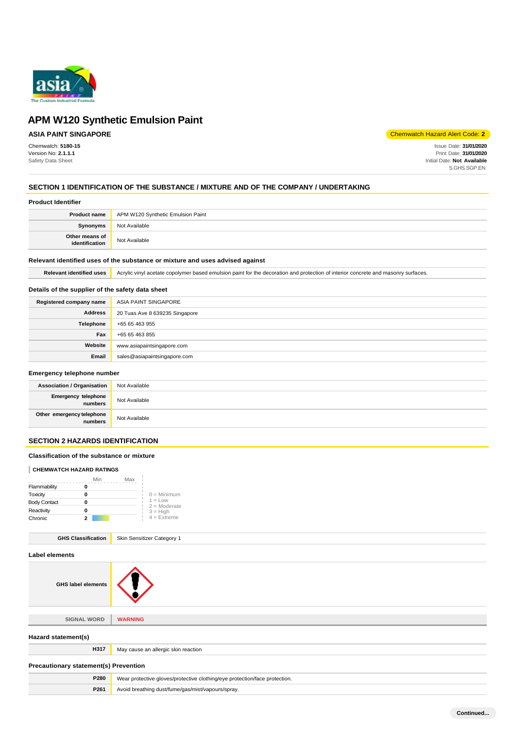# APM W120 Synthetic Emulsion Paint

**ASIA PAINT SINGAPORE**

Chemwatch Hazard Alert Code: **2**

Chemwatch: **5180-15**
Version No: **2.1.1.1**
Safety Data Sheet

Issue Date: **31/01/2020**
Print Date: **31/01/2020**
Initial Date: **Not Available**
S.GHS.SGP.EN

## SECTION 1 IDENTIFICATION OF THE SUBSTANCE / MIXTURE AND OF THE COMPANY / UNDERTAKING

### Product Identifier

| | |
|---|---|
| **Product name** | APM W120 Synthetic Emulsion Paint |
| **Synonyms** | Not Available |
| **Other means of identification** | Not Available |

### Relevant identified uses of the substance or mixture and uses advised against

| | |
|---|---|
| **Relevant identified uses** | Acrylic vinyl acetate copolymer based emulsion paint for the decoration and protection of interior concrete and masonry surfaces. |

### Details of the supplier of the safety data sheet

| | |
|---|---|
| **Registered company name** | ASIA PAINT SINGAPORE |
| **Address** | 20 Tuas Ave 8 639235 Singapore |
| **Telephone** | +65 65 463 955 |
| **Fax** | +65 65 463 855 |
| **Website** | www.asiapaintsingapore.com |
| **Email** | sales@asiapaintsingapore.com |

### Emergency telephone number

| | |
|---|---|
| **Association / Organisation** | Not Available |
| **Emergency telephone numbers** | Not Available |
| **Other emergency telephone numbers** | Not Available |

## SECTION 2 HAZARDS IDENTIFICATION

### Classification of the substance or mixture

**CHEMWATCH HAZARD RATINGS**

| | Rating |
|---|---|
| Flammability | 0 |
| Toxicity | 0 |
| Body Contact | 0 |
| Reactivity | 0 |
| Chronic | 2 |

0 = Minimum
1 = Low
2 = Moderate
3 = High
4 = Extreme

| | |
|---|---|
| **GHS Classification** | Skin Sensitizer Category 1 |

### Label elements

| | |
|---|---|
| **GHS label elements** | |
| **SIGNAL WORD** | **WARNING** |

### Hazard statement(s)

| | |
|---|---|
| **H317** | May cause an allergic skin reaction |

### Precautionary statement(s) Prevention

| | |
|---|---|
| **P280** | Wear protective gloves/protective clothing/eye protection/face protection. |
| **P261** | Avoid breathing dust/fume/gas/mist/vapours/spray. |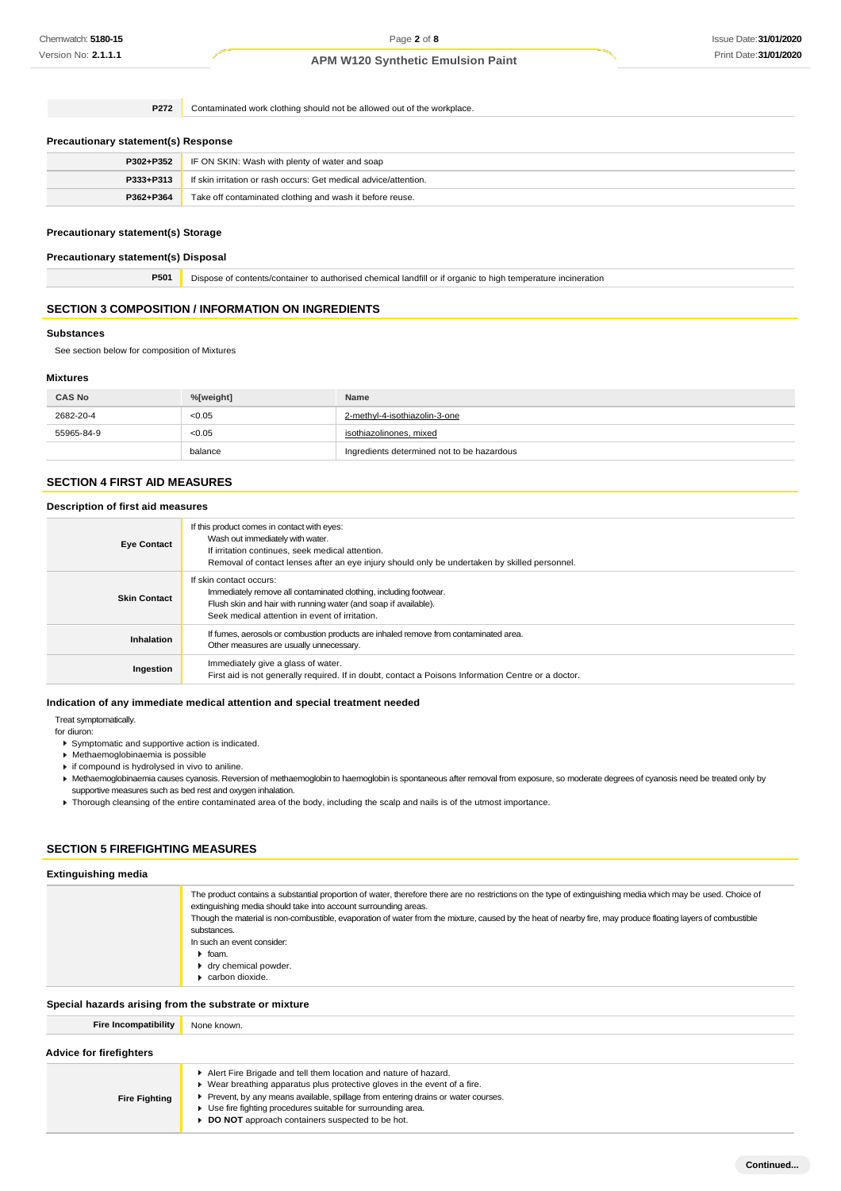| | |
|---|---|
| **P272** | Contaminated work clothing should not be allowed out of the workplace. |

**Precautionary statement(s) Response**

| | |
|---|---|
| **P302+P352** | IF ON SKIN: Wash with plenty of water and soap |
| **P333+P313** | If skin irritation or rash occurs: Get medical advice/attention. |
| **P362+P364** | Take off contaminated clothing and wash it before reuse. |

**Precautionary statement(s) Storage**

**Precautionary statement(s) Disposal**

| | |
|---|---|
| **P501** | Dispose of contents/container to authorised chemical landfill or if organic to high temperature incineration |

## SECTION 3 COMPOSITION / INFORMATION ON INGREDIENTS

### Substances

See section below for composition of Mixtures

### Mixtures

| CAS No | %[weight] | Name |
|---|---|---|
| 2682-20-4 | <0.05 | 2-methyl-4-isothiazolin-3-one |
| 55965-84-9 | <0.05 | isothiazolinones, mixed |
| | balance | Ingredients determined not to be hazardous |

## SECTION 4 FIRST AID MEASURES

### Description of first aid measures

| | |
|---|---|
| **Eye Contact** | If this product comes in contact with eyes:<br>Wash out immediately with water.<br>If irritation continues, seek medical attention.<br>Removal of contact lenses after an eye injury should only be undertaken by skilled personnel. |
| **Skin Contact** | If skin contact occurs:<br>Immediately remove all contaminated clothing, including footwear.<br>Flush skin and hair with running water (and soap if available).<br>Seek medical attention in event of irritation. |
| **Inhalation** | If fumes, aerosols or combustion products are inhaled remove from contaminated area.<br>Other measures are usually unnecessary. |
| **Ingestion** | Immediately give a glass of water.<br>First aid is not generally required. If in doubt, contact a Poisons Information Centre or a doctor. |

### Indication of any immediate medical attention and special treatment needed

Treat symptomatically.
for diuron:

- Symptomatic and supportive action is indicated.
- Methaemoglobinaemia is possible
- if compound is hydrolysed in vivo to aniline.
- Methaemoglobinaemia causes cyanosis. Reversion of methaemoglobin to haemoglobin is spontaneous after removal from exposure, so moderate degrees of cyanosis need be treated only by supportive measures such as bed rest and oxygen inhalation.
- Thorough cleansing of the entire contaminated area of the body, including the scalp and nails is of the utmost importance.

## SECTION 5 FIREFIGHTING MEASURES

### Extinguishing media

The product contains a substantial proportion of water, therefore there are no restrictions on the type of extinguishing media which may be used. Choice of extinguishing media should take into account surrounding areas.
Though the material is non-combustible, evaporation of water from the mixture, caused by the heat of nearby fire, may produce floating layers of combustible substances.
In such an event consider:

- foam.
- dry chemical powder.
- carbon dioxide.

### Special hazards arising from the substrate or mixture

| | |
|---|---|
| **Fire Incompatibility** | None known. |

### Advice for firefighters

| | |
|---|---|
| **Fire Fighting** | ▸ Alert Fire Brigade and tell them location and nature of hazard.<br>▸ Wear breathing apparatus plus protective gloves in the event of a fire.<br>▸ Prevent, by any means available, spillage from entering drains or water courses.<br>▸ Use fire fighting procedures suitable for surrounding area.<br>▸ **DO NOT** approach containers suspected to be hot. |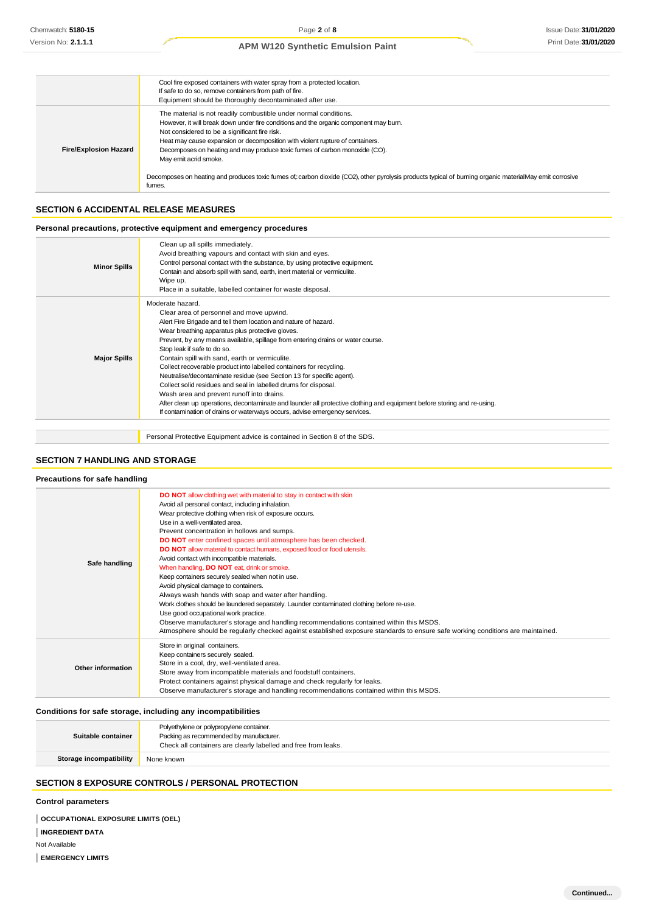| | |
|---|---|
| | Cool fire exposed containers with water spray from a protected location.<br>If safe to do so, remove containers from path of fire.<br>Equipment should be thoroughly decontaminated after use. |
| **Fire/Explosion Hazard** | The material is not readily combustible under normal conditions.<br>However, it will break down under fire conditions and the organic component may burn.<br>Not considered to be a significant fire risk.<br>Heat may cause expansion or decomposition with violent rupture of containers.<br>Decomposes on heating and may produce toxic fumes of carbon monoxide (CO).<br>May emit acrid smoke.<br><br>Decomposes on heating and produces toxic fumes of;:carbon dioxide (CO2), other pyrolysis products typical of burning organic materialMay emit corrosive fumes. |

## SECTION 6 ACCIDENTAL RELEASE MEASURES

### Personal precautions, protective equipment and emergency procedures

| | |
|---|---|
| **Minor Spills** | Clean up all spills immediately.<br>Avoid breathing vapours and contact with skin and eyes.<br>Control personal contact with the substance, by using protective equipment.<br>Contain and absorb spill with sand, earth, inert material or vermiculite.<br>Wipe up.<br>Place in a suitable, labelled container for waste disposal. |
| **Major Spills** | Moderate hazard.<br>Clear area of personnel and move upwind.<br>Alert Fire Brigade and tell them location and nature of hazard.<br>Wear breathing apparatus plus protective gloves.<br>Prevent, by any means available, spillage from entering drains or water course.<br>Stop leak if safe to do so.<br>Contain spill with sand, earth or vermiculite.<br>Collect recoverable product into labelled containers for recycling.<br>Neutralise/decontaminate residue (see Section 13 for specific agent).<br>Collect solid residues and seal in labelled drums for disposal.<br>Wash area and prevent runoff into drains.<br>After clean up operations, decontaminate and launder all protective clothing and equipment before storing and re-using.<br>If contamination of drains or waterways occurs, advise emergency services. |

| | |
|---|---|
| | Personal Protective Equipment advice is contained in Section 8 of the SDS. |

## SECTION 7 HANDLING AND STORAGE

### Precautions for safe handling

| | |
|---|---|
| **Safe handling** | **DO NOT** allow clothing wet with material to stay in contact with skin<br>Avoid all personal contact, including inhalation.<br>Wear protective clothing when risk of exposure occurs.<br>Use in a well-ventilated area.<br>Prevent concentration in hollows and sumps.<br>**DO NOT** enter confined spaces until atmosphere has been checked.<br>**DO NOT** allow material to contact humans, exposed food or food utensils.<br>Avoid contact with incompatible materials.<br>When handling, **DO NOT** eat, drink or smoke.<br>Keep containers securely sealed when not in use.<br>Avoid physical damage to containers.<br>Always wash hands with soap and water after handling.<br>Work clothes should be laundered separately. Launder contaminated clothing before re-use.<br>Use good occupational work practice.<br>Observe manufacturer's storage and handling recommendations contained within this MSDS.<br>Atmosphere should be regularly checked against established exposure standards to ensure safe working conditions are maintained. |
| **Other information** | Store in original containers.<br>Keep containers securely sealed.<br>Store in a cool, dry, well-ventilated area.<br>Store away from incompatible materials and foodstuff containers.<br>Protect containers against physical damage and check regularly for leaks.<br>Observe manufacturer's storage and handling recommendations contained within this MSDS. |

### Conditions for safe storage, including any incompatibilities

| | |
|---|---|
| **Suitable container** | Polyethylene or polypropylene container.<br>Packing as recommended by manufacturer.<br>Check all containers are clearly labelled and free from leaks. |
| **Storage incompatibility** | None known |

## SECTION 8 EXPOSURE CONTROLS / PERSONAL PROTECTION

### Control parameters

**OCCUPATIONAL EXPOSURE LIMITS (OEL)**

**INGREDIENT DATA**

Not Available

**EMERGENCY LIMITS**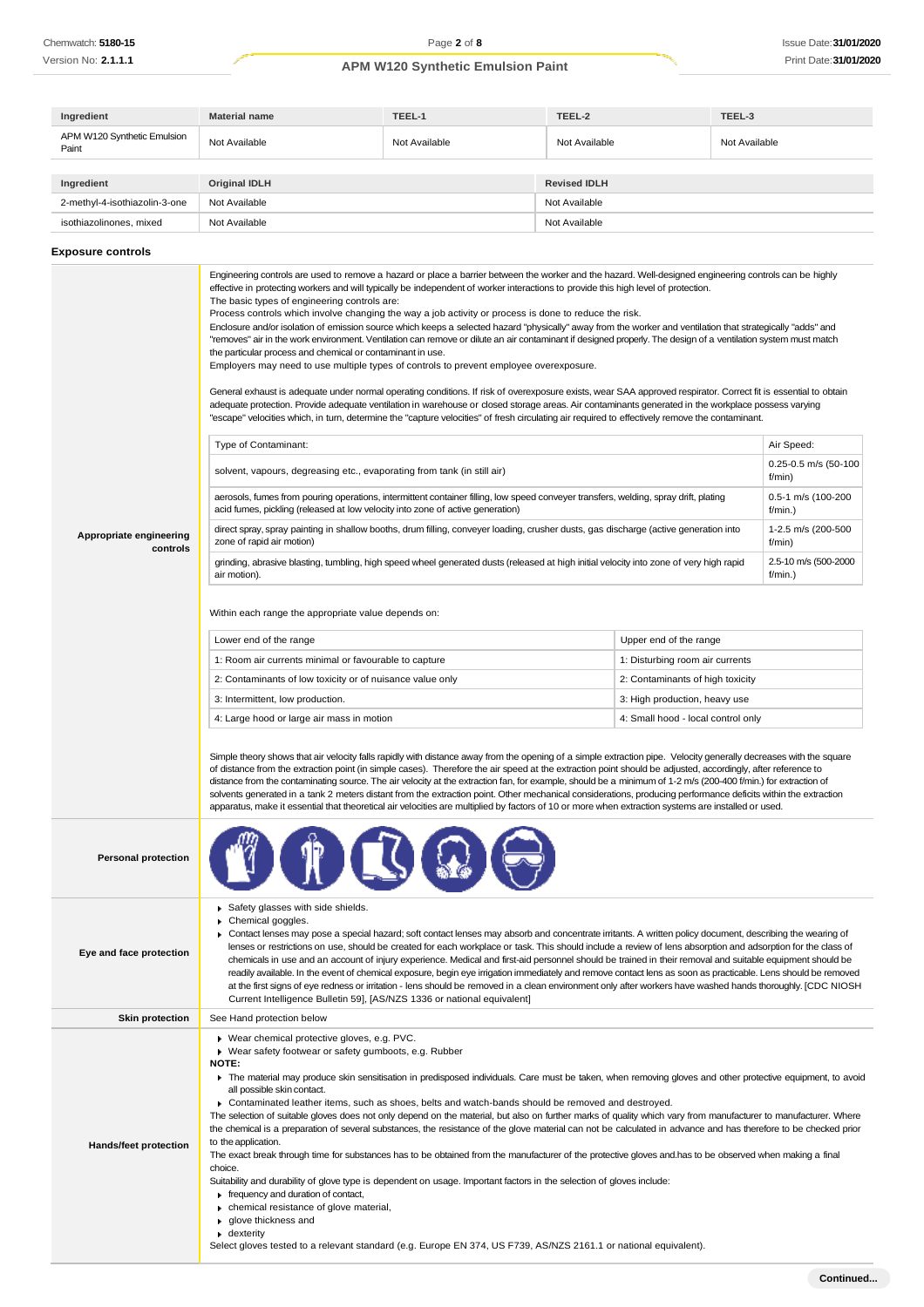| Ingredient | Material name | TEEL-1 | TEEL-2 | TEEL-3 |
|---|---|---|---|---|
| APM W120 Synthetic Emulsion Paint | Not Available | Not Available | Not Available | Not Available |

| Ingredient | Original IDLH | Revised IDLH |
|---|---|---|
| 2-methyl-4-isothiazolin-3-one | Not Available | Not Available |
| isothiazolinones, mixed | Not Available | Not Available |

### Exposure controls

**Appropriate engineering controls**

Engineering controls are used to remove a hazard or place a barrier between the worker and the hazard. Well-designed engineering controls can be highly effective in protecting workers and will typically be independent of worker interactions to provide this high level of protection.
The basic types of engineering controls are:
Process controls which involve changing the way a job activity or process is done to reduce the risk.
Enclosure and/or isolation of emission source which keeps a selected hazard "physically" away from the worker and ventilation that strategically "adds" and "removes" air in the work environment. Ventilation can remove or dilute an air contaminant if designed properly. The design of a ventilation system must match the particular process and chemical or contaminant in use.
Employers may need to use multiple types of controls to prevent employee overexposure.

General exhaust is adequate under normal operating conditions. If risk of overexposure exists, wear SAA approved respirator. Correct fit is essential to obtain adequate protection. Provide adequate ventilation in warehouse or closed storage areas. Air contaminants generated in the workplace possess varying "escape" velocities which, in turn, determine the "capture velocities" of fresh circulating air required to effectively remove the contaminant.

| Type of Contaminant: | Air Speed: |
|---|---|
| solvent, vapours, degreasing etc., evaporating from tank (in still air) | 0.25-0.5 m/s (50-100 f/min) |
| aerosols, fumes from pouring operations, intermittent container filling, low speed conveyer transfers, welding, spray drift, plating acid fumes, pickling (released at low velocity into zone of active generation) | 0.5-1 m/s (100-200 f/min.) |
| direct spray, spray painting in shallow booths, drum filling, conveyer loading, crusher dusts, gas discharge (active generation into zone of rapid air motion) | 1-2.5 m/s (200-500 f/min) |
| grinding, abrasive blasting, tumbling, high speed wheel generated dusts (released at high initial velocity into zone of very high rapid air motion). | 2.5-10 m/s (500-2000 f/min.) |

Within each range the appropriate value depends on:

| Lower end of the range | Upper end of the range |
|---|---|
| 1: Room air currents minimal or favourable to capture | 1: Disturbing room air currents |
| 2: Contaminants of low toxicity or of nuisance value only | 2: Contaminants of high toxicity |
| 3: Intermittent, low production. | 3: High production, heavy use |
| 4: Large hood or large air mass in motion | 4: Small hood - local control only |

Simple theory shows that air velocity falls rapidly with distance away from the opening of a simple extraction pipe. Velocity generally decreases with the square of distance from the extraction point (in simple cases). Therefore the air speed at the extraction point should be adjusted, accordingly, after reference to distance from the contaminating source. The air velocity at the extraction fan, for example, should be a minimum of 1-2 m/s (200-400 f/min.) for extraction of solvents generated in a tank 2 meters distant from the extraction point. Other mechanical considerations, producing performance deficits within the extraction apparatus, make it essential that theoretical air velocities are multiplied by factors of 10 or more when extraction systems are installed or used.

**Personal protection**

**Eye and face protection**

- Safety glasses with side shields.
- Chemical goggles.
- Contact lenses may pose a special hazard; soft contact lenses may absorb and concentrate irritants. A written policy document, describing the wearing of lenses or restrictions on use, should be created for each workplace or task. This should include a review of lens absorption and adsorption for the class of chemicals in use and an account of injury experience. Medical and first-aid personnel should be trained in their removal and suitable equipment should be readily available. In the event of chemical exposure, begin eye irrigation immediately and remove contact lens as soon as practicable. Lens should be removed at the first signs of eye redness or irritation - lens should be removed in a clean environment only after workers have washed hands thoroughly. [CDC NIOSH Current Intelligence Bulletin 59], [AS/NZS 1336 or national equivalent]

**Skin protection**

See Hand protection below

**Hands/feet protection**

- Wear chemical protective gloves, e.g. PVC.
- Wear safety footwear or safety gumboots, e.g. Rubber

**NOTE:**

- The material may produce skin sensitisation in predisposed individuals. Care must be taken, when removing gloves and other protective equipment, to avoid all possible skin contact.
- Contaminated leather items, such as shoes, belts and watch-bands should be removed and destroyed.

The selection of suitable gloves does not only depend on the material, but also on further marks of quality which vary from manufacturer to manufacturer. Where the chemical is a preparation of several substances, the resistance of the glove material can not be calculated in advance and has therefore to be checked prior to the application.
The exact break through time for substances has to be obtained from the manufacturer of the protective gloves and.has to be observed when making a final choice.
Suitability and durability of glove type is dependent on usage. Important factors in the selection of gloves include:

- frequency and duration of contact,
- chemical resistance of glove material,
- glove thickness and
- dexterity

Select gloves tested to a relevant standard (e.g. Europe EN 374, US F739, AS/NZS 2161.1 or national equivalent).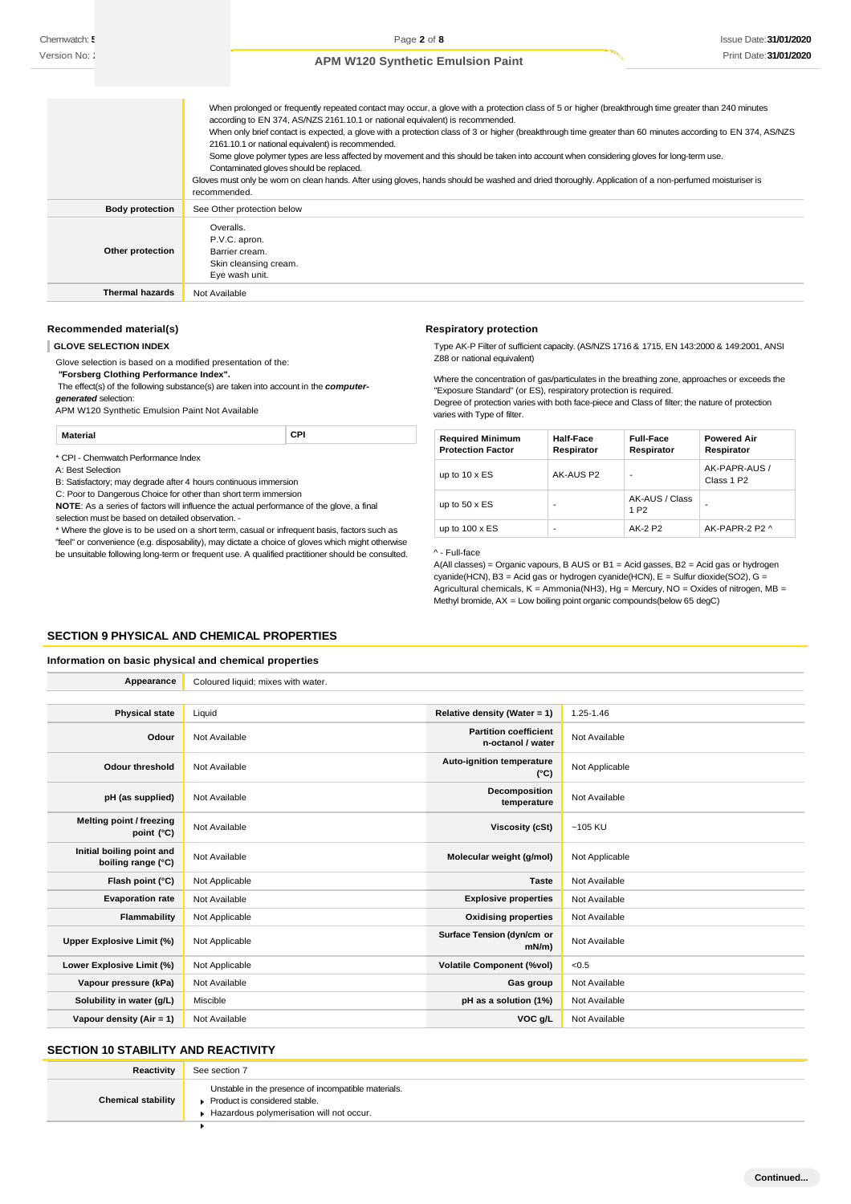| | |
|---|---|
| | When prolonged or frequently repeated contact may occur, a glove with a protection class of 5 or higher (breakthrough time greater than 240 minutes according to EN 374, AS/NZS 2161.10.1 or national equivalent) is recommended. When only brief contact is expected, a glove with a protection class of 3 or higher (breakthrough time greater than 60 minutes according to EN 374, AS/NZS 2161.10.1 or national equivalent) is recommended. Some glove polymer types are less affected by movement and this should be taken into account when considering gloves for long-term use. Contaminated gloves should be replaced. Gloves must only be worn on clean hands. After using gloves, hands should be washed and dried thoroughly. Application of a non-perfumed moisturiser is recommended. |
| **Body protection** | See Other protection below |
| **Other protection** | Overalls. P.V.C. apron. Barrier cream. Skin cleansing cream. Eye wash unit. |
| **Thermal hazards** | Not Available |

### Recommended material(s)

**GLOVE SELECTION INDEX**

Glove selection is based on a modified presentation of the:

***"Forsberg Clothing Performance Index".***

The effect(s) of the following substance(s) are taken into account in the ***computer-generated*** selection:

APM W120 Synthetic Emulsion Paint Not Available

| Material | CPI |
|---|---|

* CPI - Chemwatch Performance Index

A: Best Selection

B: Satisfactory; may degrade after 4 hours continuous immersion

C: Poor to Dangerous Choice for other than short term immersion

**NOTE**: As a series of factors will influence the actual performance of the glove, a final selection must be based on detailed observation. -

* Where the glove is to be used on a short term, casual or infrequent basis, factors such as "feel" or convenience (e.g. disposability), may dictate a choice of gloves which might otherwise be unsuitable following long-term or frequent use. A qualified practitioner should be consulted.

### Respiratory protection

Type AK-P Filter of sufficient capacity. (AS/NZS 1716 & 1715, EN 143:2000 & 149:2001, ANSI Z88 or national equivalent)

Where the concentration of gas/particulates in the breathing zone, approaches or exceeds the "Exposure Standard" (or ES), respiratory protection is required.

Degree of protection varies with both face-piece and Class of filter; the nature of protection varies with Type of filter.

| Required Minimum Protection Factor | Half-Face Respirator | Full-Face Respirator | Powered Air Respirator |
|---|---|---|---|
| up to 10 x ES | AK-AUS P2 | - | AK-PAPR-AUS / Class 1 P2 |
| up to 50 x ES | - | AK-AUS / Class 1 P2 | - |
| up to 100 x ES | - | AK-2 P2 | AK-PAPR-2 P2 ^ |

^ - Full-face

A(All classes) = Organic vapours, B AUS or B1 = Acid gasses, B2 = Acid gas or hydrogen cyanide(HCN), B3 = Acid gas or hydrogen cyanide(HCN), E = Sulfur dioxide($SO_2$), G = Agricultural chemicals, K = Ammonia($NH_3$), Hg = Mercury, NO = Oxides of nitrogen, MB = Methyl bromide, AX = Low boiling point organic compounds(below 65 degC)

## SECTION 9 PHYSICAL AND CHEMICAL PROPERTIES

### Information on basic physical and chemical properties

| | | | |
|---|---|---|---|
| **Appearance** | Coloured liquid; mixes with water. | | |
| **Physical state** | Liquid | **Relative density (Water = 1)** | 1.25-1.46 |
| **Odour** | Not Available | **Partition coefficient n-octanol / water** | Not Available |
| **Odour threshold** | Not Available | **Auto-ignition temperature (°C)** | Not Applicable |
| **pH (as supplied)** | Not Available | **Decomposition temperature** | Not Available |
| **Melting point / freezing point (°C)** | Not Available | **Viscosity (cSt)** | ~105 KU |
| **Initial boiling point and boiling range (°C)** | Not Available | **Molecular weight (g/mol)** | Not Applicable |
| **Flash point (°C)** | Not Applicable | **Taste** | Not Available |
| **Evaporation rate** | Not Available | **Explosive properties** | Not Available |
| **Flammability** | Not Applicable | **Oxidising properties** | Not Available |
| **Upper Explosive Limit (%)** | Not Applicable | **Surface Tension (dyn/cm or mN/m)** | Not Available |
| **Lower Explosive Limit (%)** | Not Applicable | **Volatile Component (%vol)** | <0.5 |
| **Vapour pressure (kPa)** | Not Available | **Gas group** | Not Available |
| **Solubility in water (g/L)** | Miscible | **pH as a solution (1%)** | Not Available |
| **Vapour density (Air = 1)** | Not Available | **VOC g/L** | Not Available |

## SECTION 10 STABILITY AND REACTIVITY

| | |
|---|---|
| **Reactivity** | See section 7 |
| **Chemical stability** | Unstable in the presence of incompatible materials. ▶ Product is considered stable. ▶ Hazardous polymerisation will not occur. ▶ |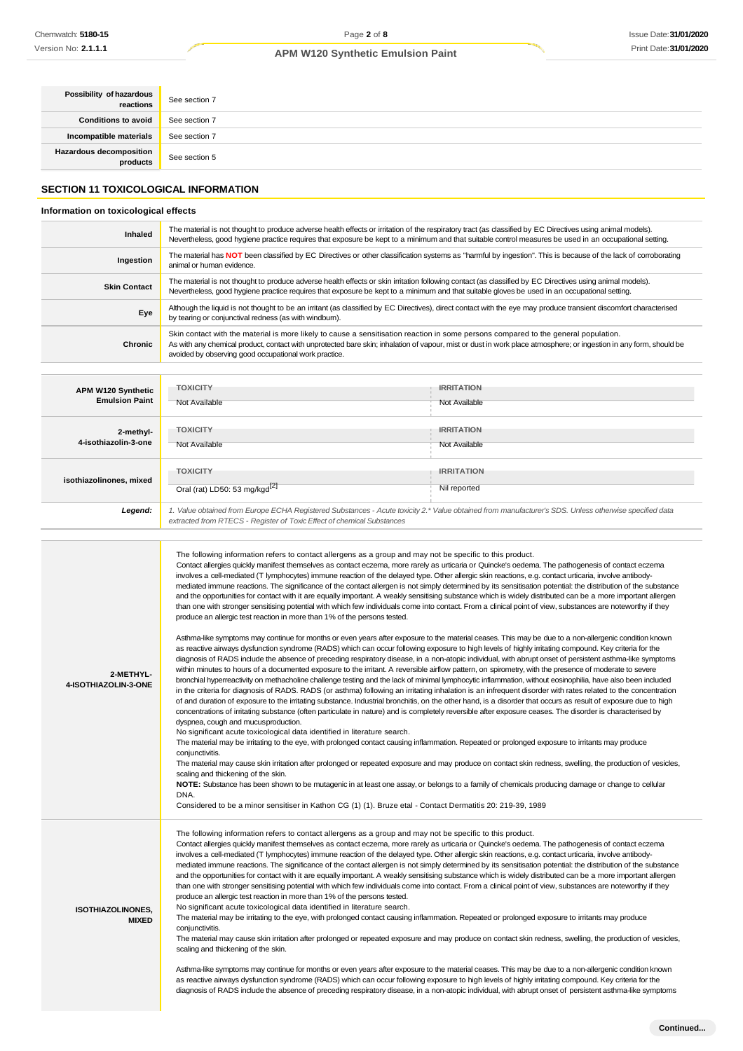| | |
|---|---|
| **Possibility of hazardous reactions** | See section 7 |
| **Conditions to avoid** | See section 7 |
| **Incompatible materials** | See section 7 |
| **Hazardous decomposition products** | See section 5 |

## SECTION 11 TOXICOLOGICAL INFORMATION

### Information on toxicological effects

| | |
|---|---|
| **Inhaled** | The material is not thought to produce adverse health effects or irritation of the respiratory tract (as classified by EC Directives using animal models). Nevertheless, good hygiene practice requires that exposure be kept to a minimum and that suitable control measures be used in an occupational setting. |
| **Ingestion** | The material has **NOT** been classified by EC Directives or other classification systems as "harmful by ingestion". This is because of the lack of corroborating animal or human evidence. |
| **Skin Contact** | The material is not thought to produce adverse health effects or skin irritation following contact (as classified by EC Directives using animal models). Nevertheless, good hygiene practice requires that exposure be kept to a minimum and that suitable gloves be used in an occupational setting. |
| **Eye** | Although the liquid is not thought to be an irritant (as classified by EC Directives), direct contact with the eye may produce transient discomfort characterised by tearing or conjunctival redness (as with windburn). |
| **Chronic** | Skin contact with the material is more likely to cause a sensitisation reaction in some persons compared to the general population. As with any chemical product, contact with unprotected bare skin; inhalation of vapour, mist or dust in work place atmosphere; or ingestion in any form, should be avoided by observing good occupational work practice. |

| | TOXICITY | IRRITATION |
|---|---|---|
| **APM W120 Synthetic Emulsion Paint** | Not Available | Not Available |
| **2-methyl-4-isothiazolin-3-one** | Not Available | Not Available |
| **isothiazolinones, mixed** | Oral (rat) LD50: 53 mg/kgd[2] | Nil reported |
| ***Legend:*** | *1. Value obtained from Europe ECHA Registered Substances - Acute toxicity 2.\* Value obtained from manufacturer's SDS. Unless otherwise specified data extracted from RTECS - Register of Toxic Effect of chemical Substances* | |

| | |
|---|---|
| **2-METHYL-4-ISOTHIAZOLIN-3-ONE** | The following information refers to contact allergens as a group and may not be specific to this product.<br>Contact allergies quickly manifest themselves as contact eczema, more rarely as urticaria or Quincke's oedema. The pathogenesis of contact eczema involves a cell-mediated (T lymphocytes) immune reaction of the delayed type. Other allergic skin reactions, e.g. contact urticaria, involve antibody-mediated immune reactions. The significance of the contact allergen is not simply determined by its sensitisation potential: the distribution of the substance and the opportunities for contact with it are equally important. A weakly sensitising substance which is widely distributed can be a more important allergen than one with stronger sensitising potential with which few individuals come into contact. From a clinical point of view, substances are noteworthy if they produce an allergic test reaction in more than 1% of the persons tested.<br><br>Asthma-like symptoms may continue for months or even years after exposure to the material ceases. This may be due to a non-allergenic condition known as reactive airways dysfunction syndrome (RADS) which can occur following exposure to high levels of highly irritating compound. Key criteria for the diagnosis of RADS include the absence of preceding respiratory disease, in a non-atopic individual, with abrupt onset of persistent asthma-like symptoms within minutes to hours of a documented exposure to the irritant. A reversible airflow pattern, on spirometry, with the presence of moderate to severe bronchial hyperreactivity on methacholine challenge testing and the lack of minimal lymphocytic inflammation, without eosinophilia, have also been included in the criteria for diagnosis of RADS. RADS (or asthma) following an irritating inhalation is an infrequent disorder with rates related to the concentration of and duration of exposure to the irritating substance. Industrial bronchitis, on the other hand, is a disorder that occurs as result of exposure due to high concentrations of irritating substance (often particulate in nature) and is completely reversible after exposure ceases. The disorder is characterised by dyspnea, cough and mucus production.<br>No significant acute toxicological data identified in literature search.<br>The material may be irritating to the eye, with prolonged contact causing inflammation. Repeated or prolonged exposure to irritants may produce conjunctivitis.<br>The material may cause skin irritation after prolonged or repeated exposure and may produce on contact skin redness, swelling, the production of vesicles, scaling and thickening of the skin.<br>**NOTE:** Substance has been shown to be mutagenic in at least one assay, or belongs to a family of chemicals producing damage or change to cellular DNA.<br>Considered to be a minor sensitiser in Kathon CG (1) (1). Bruze etal - Contact Dermatitis 20: 219-39, 1989 |
| **ISOTHIAZOLINONES, MIXED** | The following information refers to contact allergens as a group and may not be specific to this product.<br>Contact allergies quickly manifest themselves as contact eczema, more rarely as urticaria or Quincke's oedema. The pathogenesis of contact eczema involves a cell-mediated (T lymphocytes) immune reaction of the delayed type. Other allergic skin reactions, e.g. contact urticaria, involve antibody-mediated immune reactions. The significance of the contact allergen is not simply determined by its sensitisation potential: the distribution of the substance and the opportunities for contact with it are equally important. A weakly sensitising substance which is widely distributed can be a more important allergen than one with stronger sensitising potential with which few individuals come into contact. From a clinical point of view, substances are noteworthy if they produce an allergic test reaction in more than 1% of the persons tested.<br>No significant acute toxicological data identified in literature search.<br>The material may be irritating to the eye, with prolonged contact causing inflammation. Repeated or prolonged exposure to irritants may produce conjunctivitis.<br>The material may cause skin irritation after prolonged or repeated exposure and may produce on contact skin redness, swelling, the production of vesicles, scaling and thickening of the skin.<br><br>Asthma-like symptoms may continue for months or even years after exposure to the material ceases. This may be due to a non-allergenic condition known as reactive airways dysfunction syndrome (RADS) which can occur following exposure to high levels of highly irritating compound. Key criteria for the diagnosis of RADS include the absence of preceding respiratory disease, in a non-atopic individual, with abrupt onset of persistent asthma-like symptoms |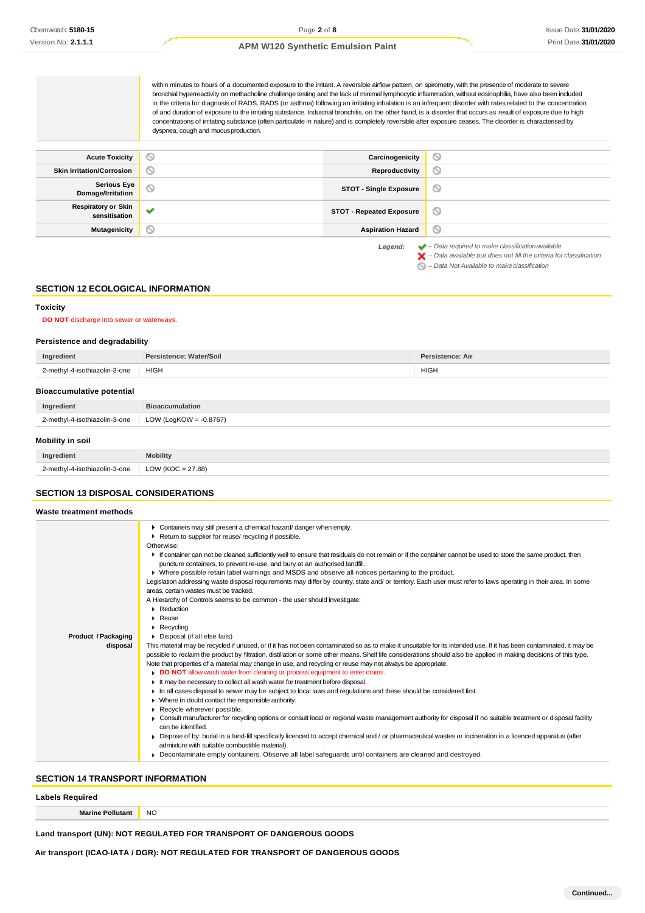within minutes to hours of a documented exposure to the irritant. A reversible airflow pattern, on spirometry, with the presence of moderate to severe bronchial hyperreactivity on methacholine challenge testing and the lack of minimal lymphocytic inflammation, without eosinophilia, have also been included in the criteria for diagnosis of RADS. RADS (or asthma) following an irritating inhalation is an infrequent disorder with rates related to the concentration of and duration of exposure to the irritating substance. Industrial bronchitis, on the other hand, is a disorder that occurs as result of exposure due to high concentrations of irritating substance (often particulate in nature) and is completely reversible after exposure ceases. The disorder is characterised by dyspnea, cough and mucus production.

| | | | |
|---|---|---|---|
| **Acute Toxicity** | ⦸ | **Carcinogenicity** | ⦸ |
| **Skin Irritation/Corrosion** | ⦸ | **Reproductivity** | ⦸ |
| **Serious Eye Damage/Irritation** | ⦸ | **STOT - Single Exposure** | ⦸ |
| **Respiratory or Skin sensitisation** | ✔ | **STOT - Repeated Exposure** | ⦸ |
| **Mutagenicity** | ⦸ | **Aspiration Hazard** | ⦸ |

*Legend:*
- ✔ – *Data required to make classification available*
- ✘ – *Data available but does not fill the criteria for classification*
- ⦸ – *Data Not Available to make classification*

## SECTION 12 ECOLOGICAL INFORMATION

### Toxicity

**DO NOT** discharge into sewer or waterways.

### Persistence and degradability

| Ingredient | Persistence: Water/Soil | Persistence: Air |
|---|---|---|
| 2-methyl-4-isothiazolin-3-one | HIGH | HIGH |

### Bioaccumulative potential

| Ingredient | Bioaccumulation |
|---|---|
| 2-methyl-4-isothiazolin-3-one | LOW (LogKOW = -0.8767) |

### Mobility in soil

| Ingredient | Mobility |
|---|---|
| 2-methyl-4-isothiazolin-3-one | LOW (KOC = 27.88) |

## SECTION 13 DISPOSAL CONSIDERATIONS

### Waste treatment methods

**Product / Packaging disposal**

- Containers may still present a chemical hazard/ danger when empty.
- Return to supplier for reuse/ recycling if possible.

Otherwise:

- If container can not be cleaned sufficiently well to ensure that residuals do not remain or if the container cannot be used to store the same product, then puncture containers, to prevent re-use, and bury at an authorised landfill.
- Where possible retain label warnings and MSDS and observe all notices pertaining to the product.

Legislation addressing waste disposal requirements may differ by country, state and/ or territory. Each user must refer to laws operating in their area. In some areas, certain wastes must be tracked.

A Hierarchy of Controls seems to be common - the user should investigate:

- Reduction
- Reuse
- Recycling
- Disposal (if all else fails)

This material may be recycled if unused, or if it has not been contaminated so as to make it unsuitable for its intended use. If it has been contaminated, it may be possible to reclaim the product by filtration, distillation or some other means. Shelf life considerations should also be applied in making decisions of this type. Note that properties of a material may change in use, and recycling or reuse may not always be appropriate.

- **DO NOT** allow wash water from cleaning or process equipment to enter drains.
- It may be necessary to collect all wash water for treatment before disposal.
- In all cases disposal to sewer may be subject to local laws and regulations and these should be considered first.
- Where in doubt contact the responsible authority.
- Recycle wherever possible.
- Consult manufacturer for recycling options or consult local or regional waste management authority for disposal if no suitable treatment or disposal facility can be identified.
- Dispose of by: burial in a land-fill specifically licenced to accept chemical and / or pharmaceutical wastes or incineration in a licenced apparatus (after admixture with suitable combustible material).
- Decontaminate empty containers. Observe all label safeguards until containers are cleaned and destroyed.

## SECTION 14 TRANSPORT INFORMATION

### Labels Required

| | |
|---|---|
| **Marine Pollutant** | NO |

**Land transport (UN): NOT REGULATED FOR TRANSPORT OF DANGEROUS GOODS**

**Air transport (ICAO-IATA / DGR): NOT REGULATED FOR TRANSPORT OF DANGEROUS GOODS**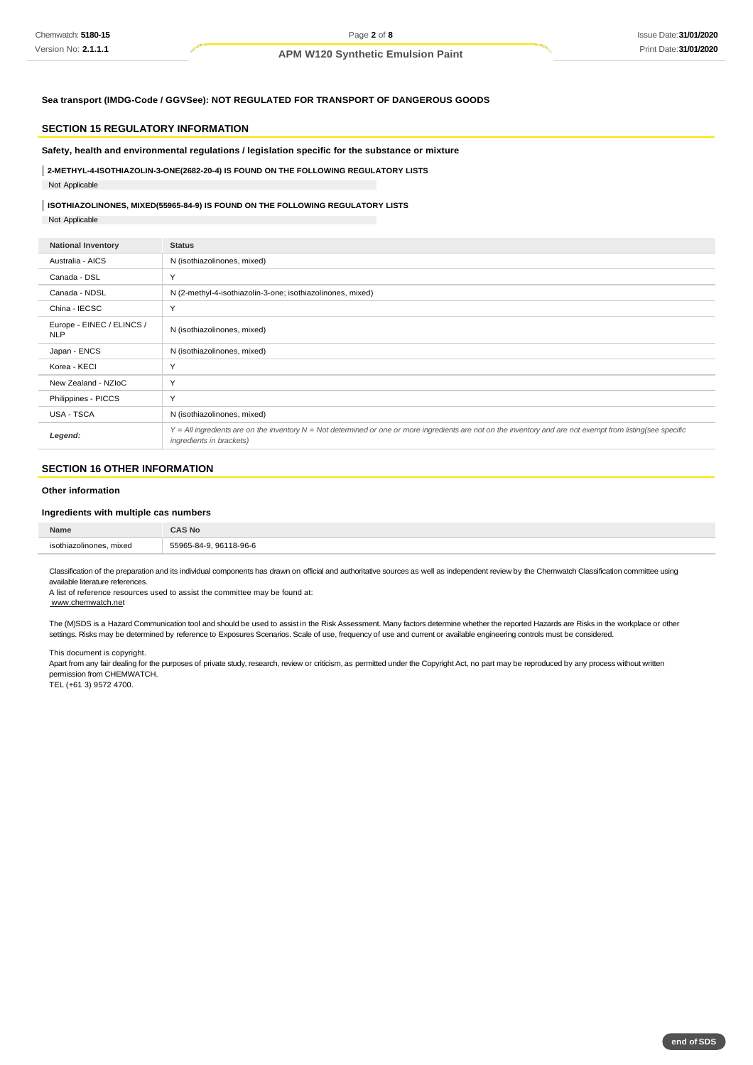**Sea transport (IMDG-Code / GGVSee): NOT REGULATED FOR TRANSPORT OF DANGEROUS GOODS**

## SECTION 15 REGULATORY INFORMATION

**Safety, health and environmental regulations / legislation specific for the substance or mixture**

**2-METHYL-4-ISOTHIAZOLIN-3-ONE(2682-20-4) IS FOUND ON THE FOLLOWING REGULATORY LISTS**

Not Applicable

**ISOTHIAZOLINONES, MIXED(55965-84-9) IS FOUND ON THE FOLLOWING REGULATORY LISTS**

Not Applicable

| National Inventory | Status |
|---|---|
| Australia - AICS | N (isothiazolinones, mixed) |
| Canada - DSL | Y |
| Canada - NDSL | N (2-methyl-4-isothiazolin-3-one; isothiazolinones, mixed) |
| China - IECSC | Y |
| Europe - EINEC / ELINCS / NLP | N (isothiazolinones, mixed) |
| Japan - ENCS | N (isothiazolinones, mixed) |
| Korea - KECI | Y |
| New Zealand - NZIoC | Y |
| Philippines - PICCS | Y |
| USA - TSCA | N (isothiazolinones, mixed) |
| *Legend:* | *Y = All ingredients are on the inventory N = Not determined or one or more ingredients are not on the inventory and are not exempt from listing(see specific ingredients in brackets)* |

## SECTION 16 OTHER INFORMATION

### Other information

### Ingredients with multiple cas numbers

| Name | CAS No |
|---|---|
| isothiazolinones, mixed | 55965-84-9, 96118-96-6 |

Classification of the preparation and its individual components has drawn on official and authoritative sources as well as independent review by the Chemwatch Classification committee using available literature references.
A list of reference resources used to assist the committee may be found at:
www.chemwatch.net

The (M)SDS is a Hazard Communication tool and should be used to assist in the Risk Assessment. Many factors determine whether the reported Hazards are Risks in the workplace or other settings. Risks may be determined by reference to Exposures Scenarios. Scale of use, frequency of use and current or available engineering controls must be considered.

This document is copyright.
Apart from any fair dealing for the purposes of private study, research, review or criticism, as permitted under the Copyright Act, no part may be reproduced by any process without written permission from CHEMWATCH.
TEL (+61 3) 9572 4700.

end of SDS